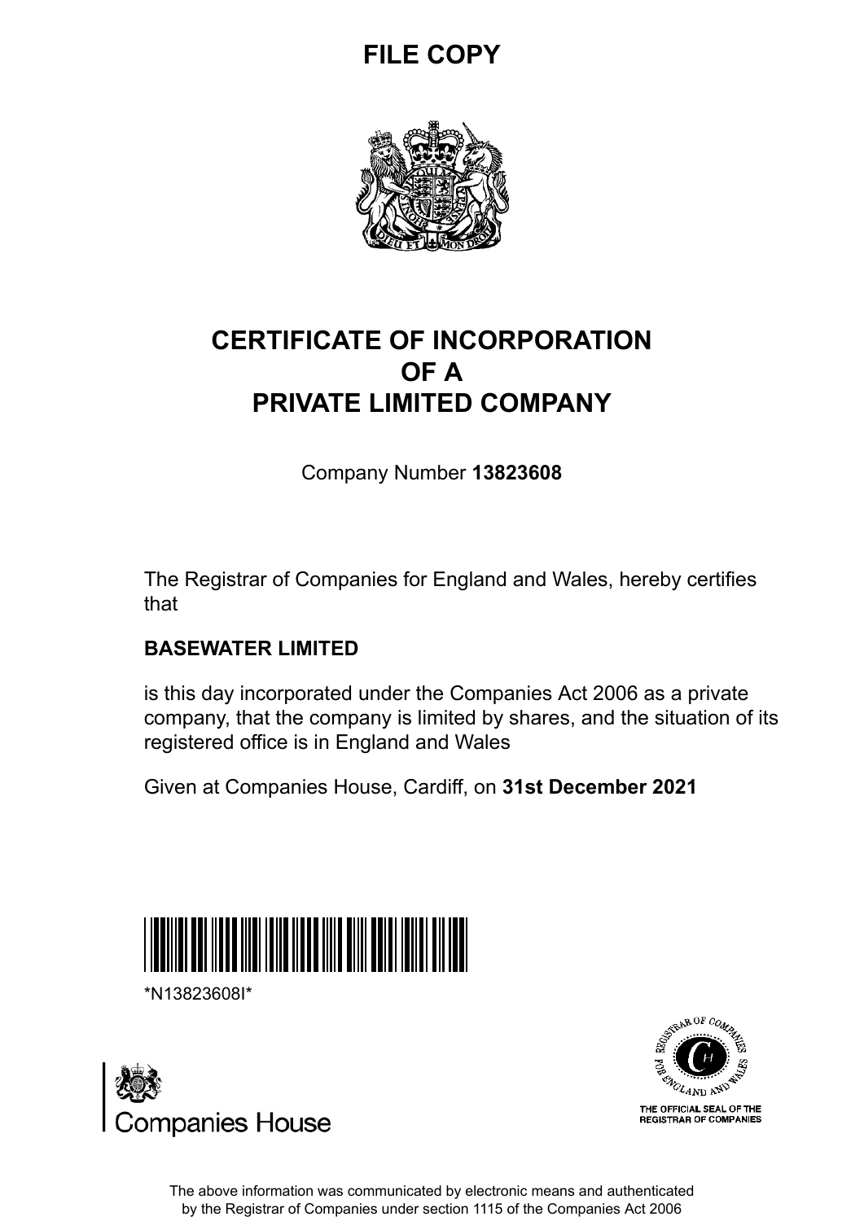**FILE COPY**

# CERTIFICATE OF INCORPORATION OF A PRIVATE LIMITED COMPANY

Company Number **13823608**

The Registrar of Companies for England and Wales, hereby certifies that

**BASEWATER LIMITED**

is this day incorporated under the Companies Act 2006 as a private company, that the company is limited by shares, and the situation of its registered office is in England and Wales

Given at Companies House, Cardiff, on **31st December 2021**

*N13823608I*

Companies House

THE OFFICIAL SEAL OF THE REGISTRAR OF COMPANIES

The above information was communicated by electronic means and authenticated by the Registrar of Companies under section 1115 of the Companies Act 2006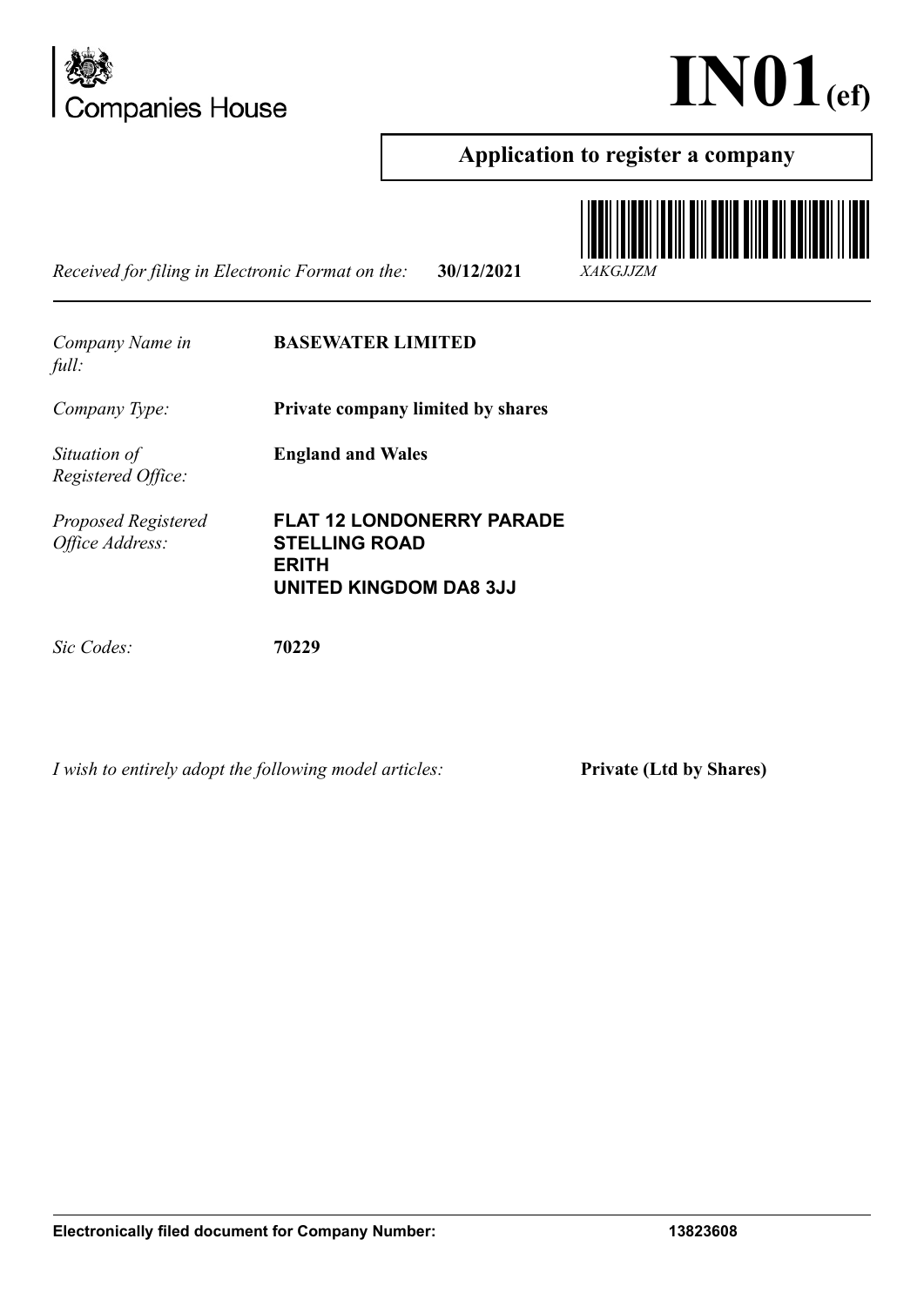Companies House

# IN01(ef)

## Application to register a company

*Received for filing in Electronic Format on the:* **30/12/2021** *XAKGJJZM*

| | |
|---|---|
| *Company Name in full:* | **BASEWATER LIMITED** |
| *Company Type:* | **Private company limited by shares** |
| *Situation of Registered Office:* | **England and Wales** |
| *Proposed Registered Office Address:* | **FLAT 12 LONDONERRY PARADE<br>STELLING ROAD<br>ERITH<br>UNITED KINGDOM DA8 3JJ** |
| *Sic Codes:* | **70229** |

*I wish to entirely adopt the following model articles:* **Private (Ltd by Shares)**

**Electronically filed document for Company Number: 13823608**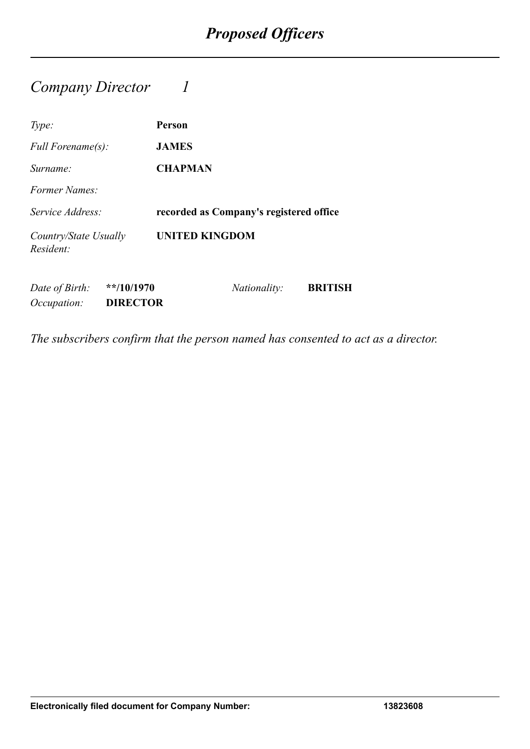# *Proposed Officers*

## *Company Director 1*

| | |
|---|---|
| *Type:* | **Person** |
| *Full Forename(s):* | **JAMES** |
| *Surname:* | **CHAPMAN** |
| *Former Names:* | |
| *Service Address:* | **recorded as Company's registered office** |
| *Country/State Usually Resident:* | **UNITED KINGDOM** |

| | | | |
|---|---|---|---|
| *Date of Birth:* | **\*\*/10/1970** | *Nationality:* | **BRITISH** |
| *Occupation:* | **DIRECTOR** | | |

*The subscribers confirm that the person named has consented to act as a director.*

**Electronically filed document for Company Number: 13823608**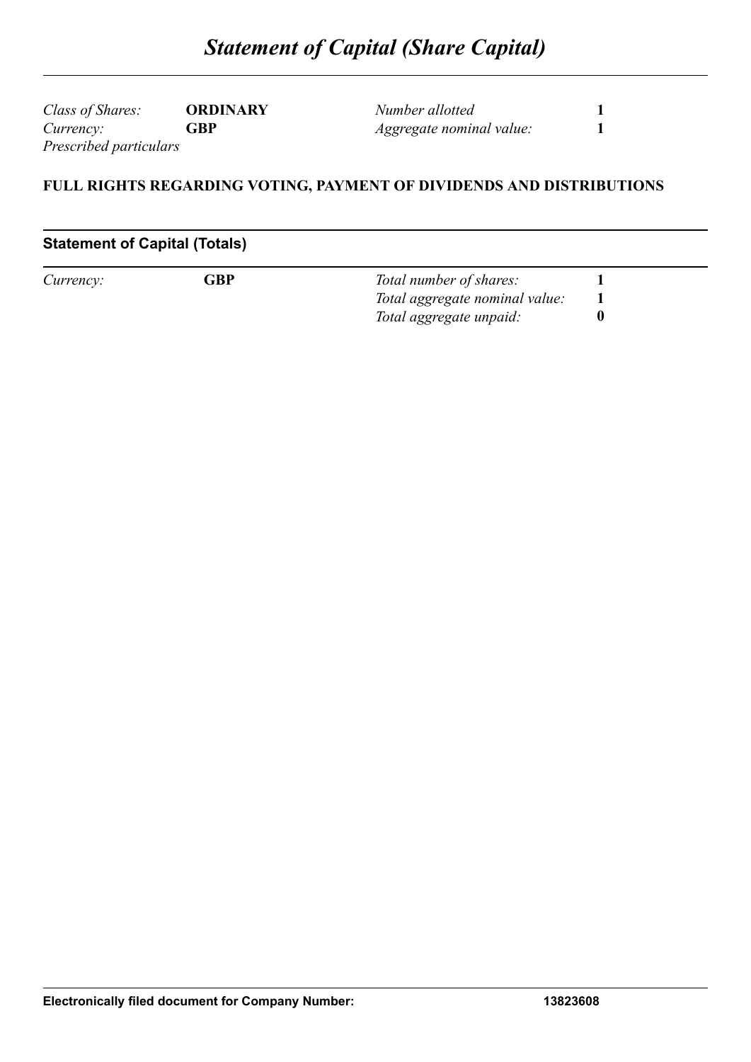# *Statement of Capital (Share Capital)*

| | | | |
|---|---|---|---|
| *Class of Shares:* | **ORDINARY** | *Number allotted* | **1** |
| *Currency:* | **GBP** | *Aggregate nominal value:* | **1** |

*Prescribed particulars*

**FULL RIGHTS REGARDING VOTING, PAYMENT OF DIVIDENDS AND DISTRIBUTIONS**

## Statement of Capital (Totals)

| | | | |
|---|---|---|---|
| *Currency:* | **GBP** | *Total number of shares:* | **1** |
| | | *Total aggregate nominal value:* | **1** |
| | | *Total aggregate unpaid:* | **0** |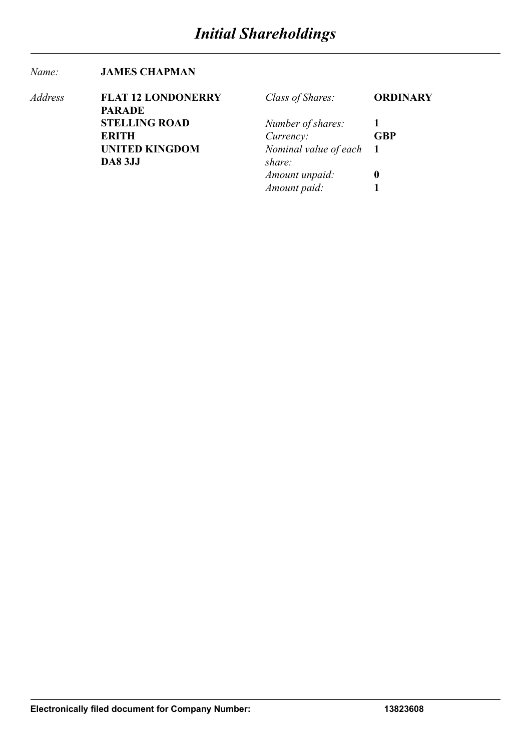# *Initial Shareholdings*

| | | | |
|---|---|---|---|
| *Name:* | **JAMES CHAPMAN** | | |
| *Address* | **FLAT 12 LONDONERRY PARADE** | *Class of Shares:* | **ORDINARY** |
| | **STELLING ROAD** | *Number of shares:* | **1** |
| | **ERITH** | *Currency:* | **GBP** |
| | **UNITED KINGDOM** | *Nominal value of each share:* | **1** |
| | **DA8 3JJ** | | |
| | | *Amount unpaid:* | **0** |
| | | *Amount paid:* | **1** |

**Electronically filed document for Company Number: 13823608**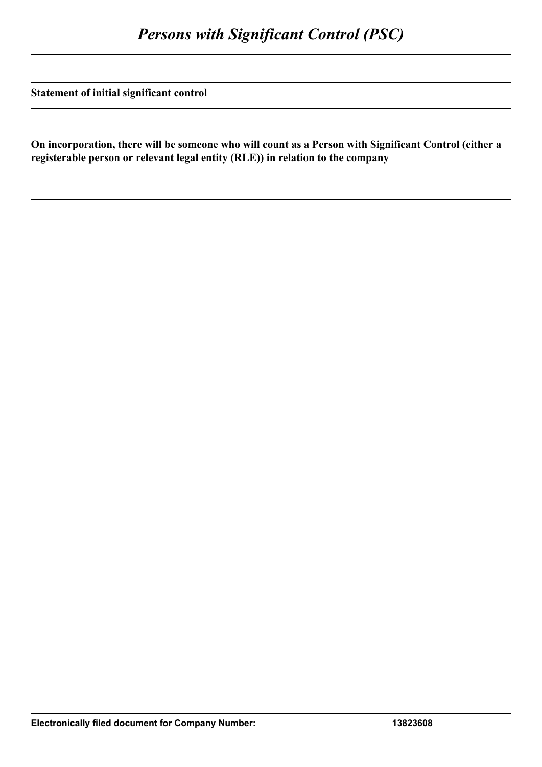# *Persons with Significant Control (PSC)*

**Statement of initial significant control**

**On incorporation, there will be someone who will count as a Person with Significant Control (either a registerable person or relevant legal entity (RLE)) in relation to the company**

**Electronically filed document for Company Number: 13823608**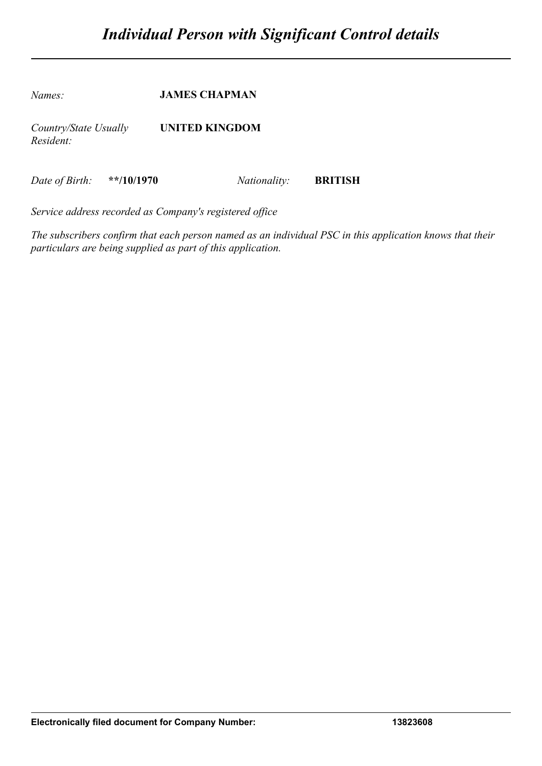# *Individual Person with Significant Control details*

*Names:* **JAMES CHAPMAN**

*Country/State Usually Resident:* **UNITED KINGDOM**

*Date of Birth:* **\*\*/10/1970** *Nationality:* **BRITISH**

*Service address recorded as Company's registered office*

*The subscribers confirm that each person named as an individual PSC in this application knows that their particulars are being supplied as part of this application.*

**Electronically filed document for Company Number: 13823608**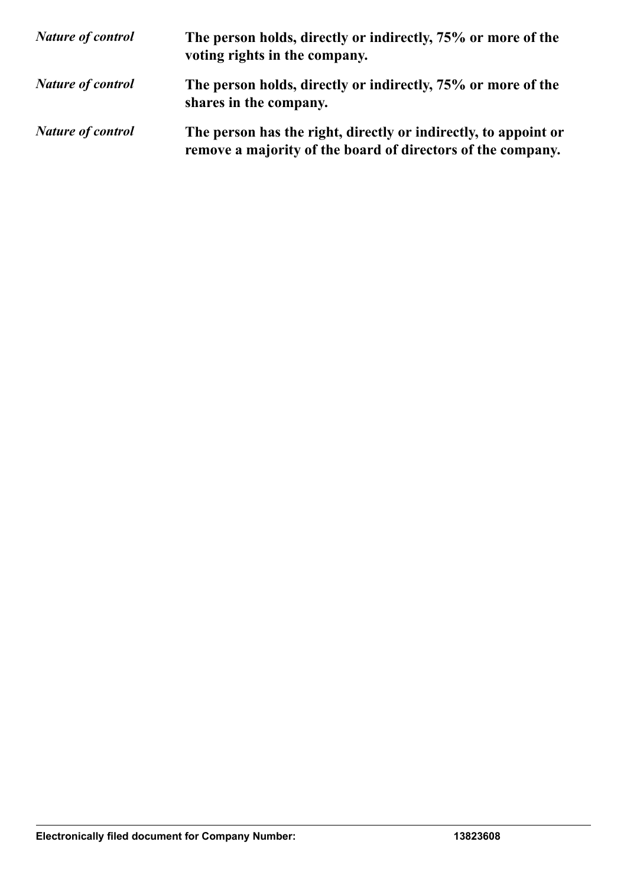*Nature of control* **The person holds, directly or indirectly, 75% or more of the voting rights in the company.**

*Nature of control* **The person holds, directly or indirectly, 75% or more of the shares in the company.**

*Nature of control* **The person has the right, directly or indirectly, to appoint or remove a majority of the board of directors of the company.**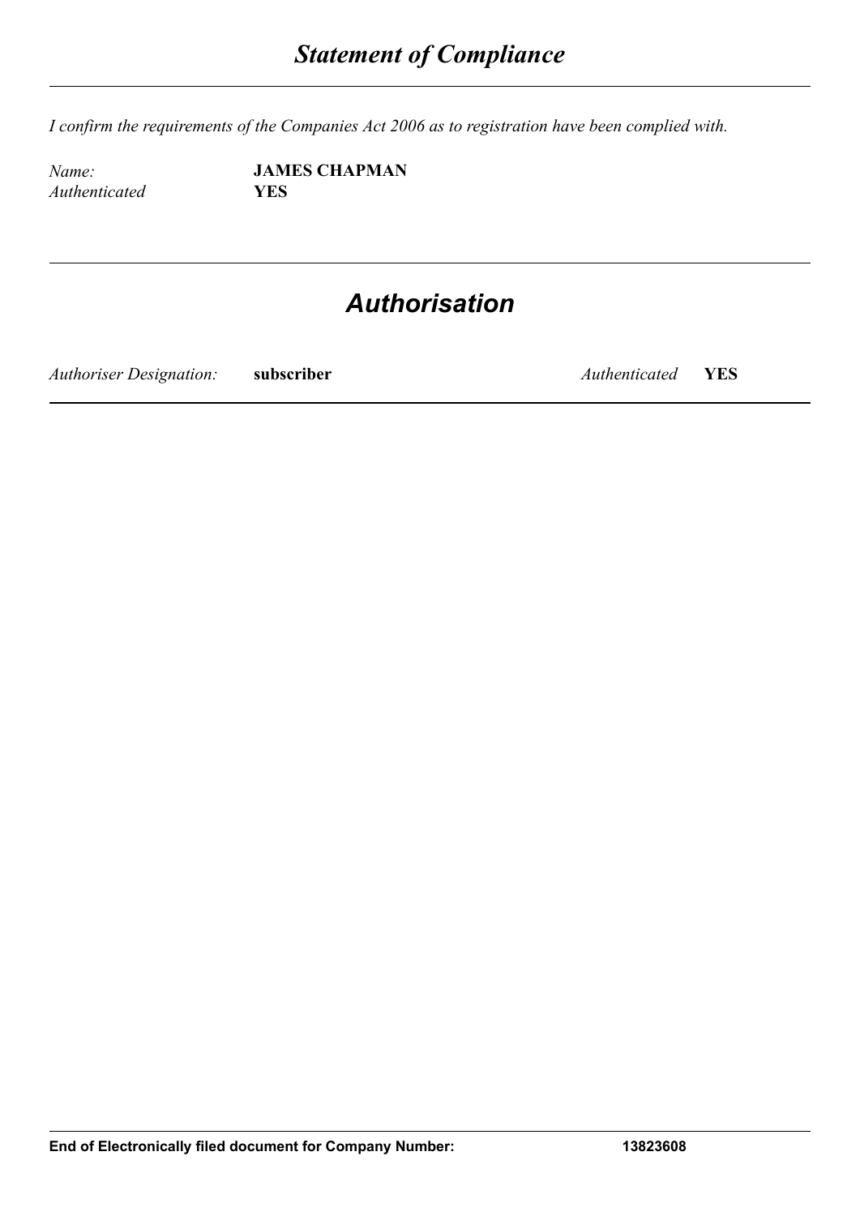# *Statement of Compliance*

*I confirm the requirements of the Companies Act 2006 as to registration have been complied with.*

*Name:* **JAMES CHAPMAN**
*Authenticated* **YES**

## *Authorisation*

*Authoriser Designation:* **subscriber** *Authenticated* **YES**

**End of Electronically filed document for Company Number: 13823608**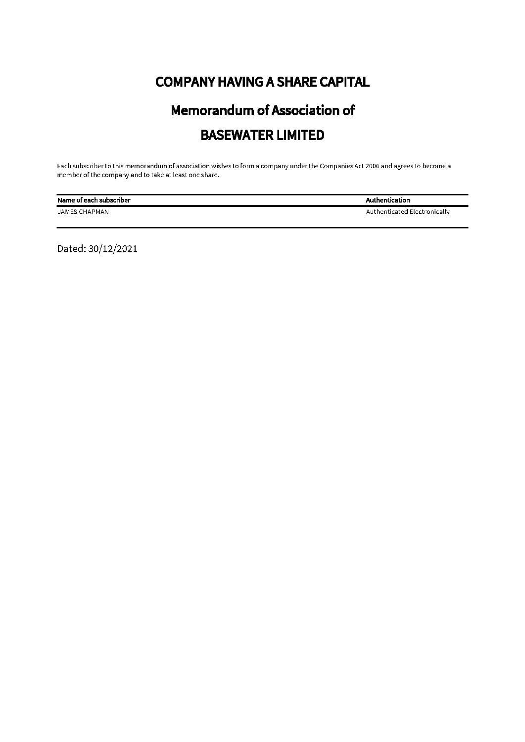# COMPANY HAVING A SHARE CAPITAL

# Memorandum of Association of

# BASEWATER LIMITED

Each subscriber to this memorandum of association wishes to form a company under the Companies Act 2006 and agrees to become a member of the company and to take at least one share.

| Name of each subscriber | Authentication |
| --- | --- |
| JAMES CHAPMAN | Authenticated Electronically |

Dated: 30/12/2021